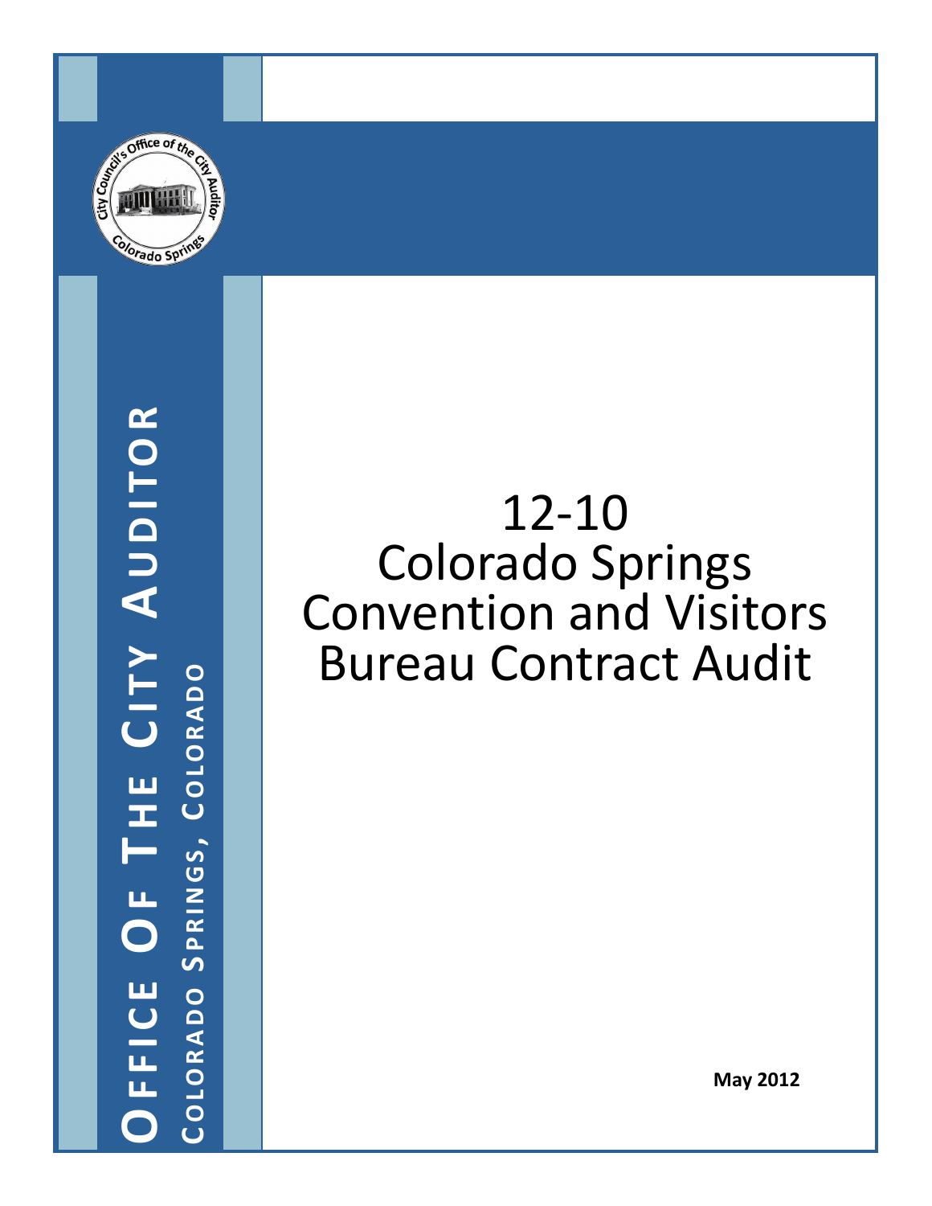**OFFICE OF THE CITY AUDITOR**

**COLORADO SPRINGS, COLORADO**

# 12-10 Colorado Springs Convention and Visitors Bureau Contract Audit

**May 2012**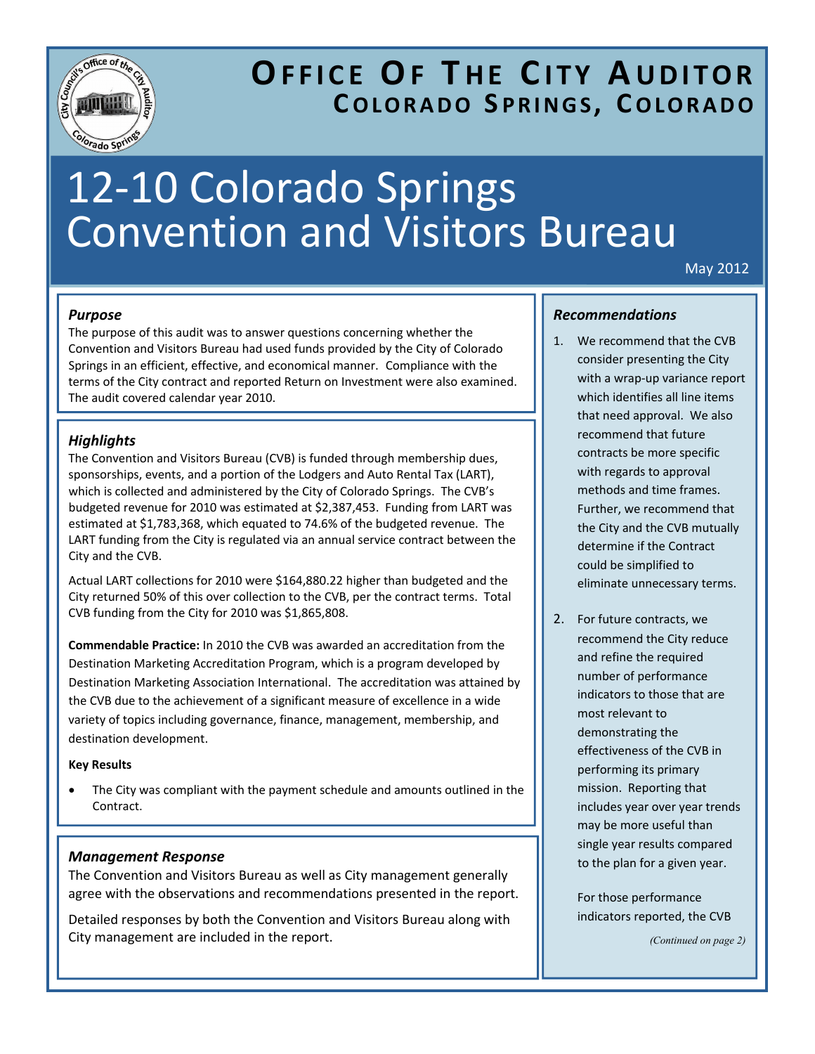# Office Of The City Auditor
## Colorado Springs, Colorado

# 12-10 Colorado Springs Convention and Visitors Bureau

May 2012

### *Purpose*

The purpose of this audit was to answer questions concerning whether the Convention and Visitors Bureau had used funds provided by the City of Colorado Springs in an efficient, effective, and economical manner. Compliance with the terms of the City contract and reported Return on Investment were also examined. The audit covered calendar year 2010.

### *Highlights*

The Convention and Visitors Bureau (CVB) is funded through membership dues, sponsorships, events, and a portion of the Lodgers and Auto Rental Tax (LART), which is collected and administered by the City of Colorado Springs. The CVB's budgeted revenue for 2010 was estimated at $2,387,453. Funding from LART was estimated at $1,783,368, which equated to 74.6% of the budgeted revenue. The LART funding from the City is regulated via an annual service contract between the City and the CVB.

Actual LART collections for 2010 were $164,880.22 higher than budgeted and the City returned 50% of this over collection to the CVB, per the contract terms. Total CVB funding from the City for 2010 was $1,865,808.

**Commendable Practice:** In 2010 the CVB was awarded an accreditation from the Destination Marketing Accreditation Program, which is a program developed by Destination Marketing Association International. The accreditation was attained by the CVB due to the achievement of a significant measure of excellence in a wide variety of topics including governance, finance, management, membership, and destination development.

**Key Results**

- The City was compliant with the payment schedule and amounts outlined in the Contract.

### *Management Response*

The Convention and Visitors Bureau as well as City management generally agree with the observations and recommendations presented in the report.

Detailed responses by both the Convention and Visitors Bureau along with City management are included in the report.

### *Recommendations*

1. We recommend that the CVB consider presenting the City with a wrap-up variance report which identifies all line items that need approval. We also recommend that future contracts be more specific with regards to approval methods and time frames. Further, we recommend that the City and the CVB mutually determine if the Contract could be simplified to eliminate unnecessary terms.

2. For future contracts, we recommend the City reduce and refine the required number of performance indicators to those that are most relevant to demonstrating the effectiveness of the CVB in performing its primary mission. Reporting that includes year over year trends may be more useful than single year results compared to the plan for a given year.

   For those performance indicators reported, the CVB

*(Continued on page 2)*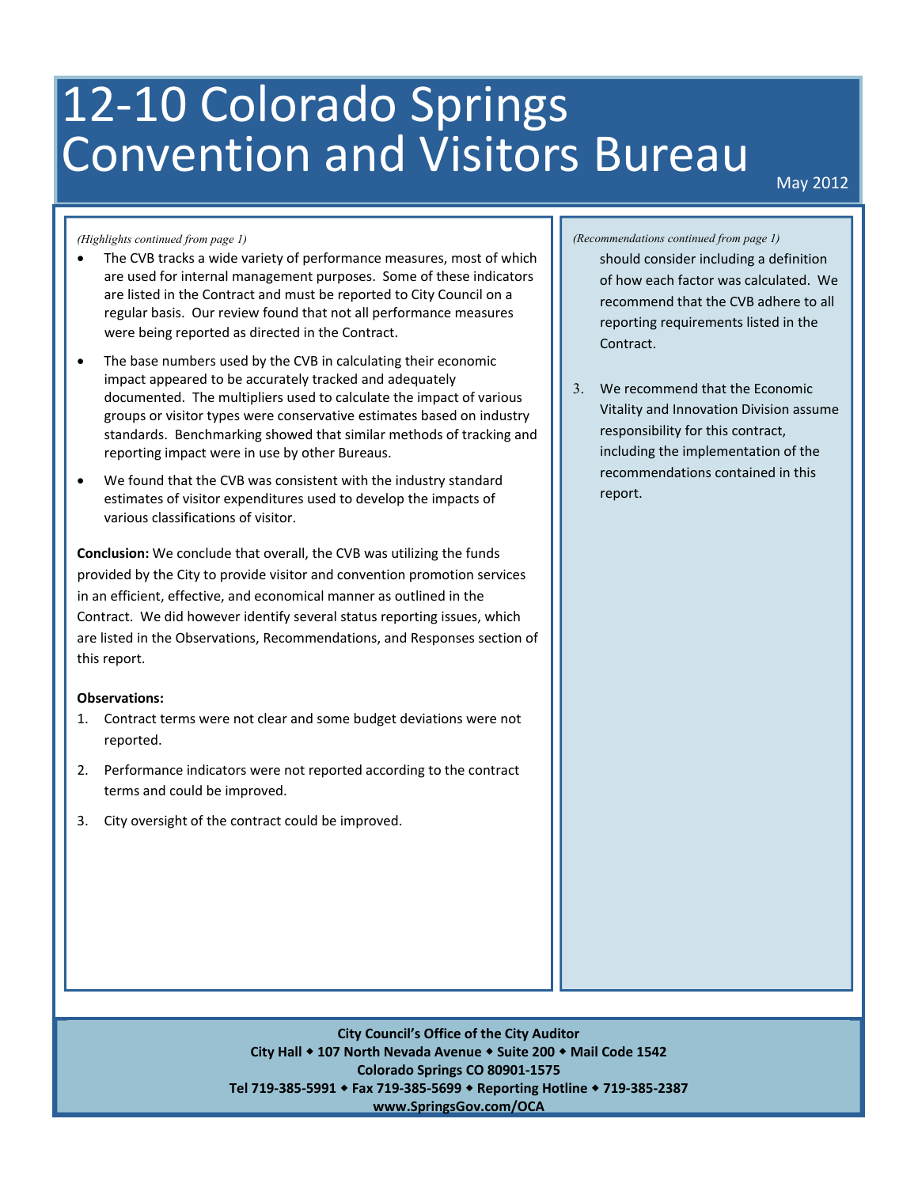# 12-10 Colorado Springs Convention and Visitors Bureau

May 2012

*(Highlights continued from page 1)*

- The CVB tracks a wide variety of performance measures, most of which are used for internal management purposes. Some of these indicators are listed in the Contract and must be reported to City Council on a regular basis. Our review found that not all performance measures were being reported as directed in the Contract.
- The base numbers used by the CVB in calculating their economic impact appeared to be accurately tracked and adequately documented. The multipliers used to calculate the impact of various groups or visitor types were conservative estimates based on industry standards. Benchmarking showed that similar methods of tracking and reporting impact were in use by other Bureaus.
- We found that the CVB was consistent with the industry standard estimates of visitor expenditures used to develop the impacts of various classifications of visitor.

**Conclusion:** We conclude that overall, the CVB was utilizing the funds provided by the City to provide visitor and convention promotion services in an efficient, effective, and economical manner as outlined in the Contract. We did however identify several status reporting issues, which are listed in the Observations, Recommendations, and Responses section of this report.

**Observations:**

1. Contract terms were not clear and some budget deviations were not reported.
2. Performance indicators were not reported according to the contract terms and could be improved.
3. City oversight of the contract could be improved.

*(Recommendations continued from page 1)*

should consider including a definition of how each factor was calculated. We recommend that the CVB adhere to all reporting requirements listed in the Contract.

3. We recommend that the Economic Vitality and Innovation Division assume responsibility for this contract, including the implementation of the recommendations contained in this report.

**City Council's Office of the City Auditor**
**City Hall ◆ 107 North Nevada Avenue ◆ Suite 200 ◆ Mail Code 1542**
**Colorado Springs CO 80901-1575**
**Tel 719-385-5991 ◆ Fax 719-385-5699 ◆ Reporting Hotline ◆ 719-385-2387**
**www.SpringsGov.com/OCA**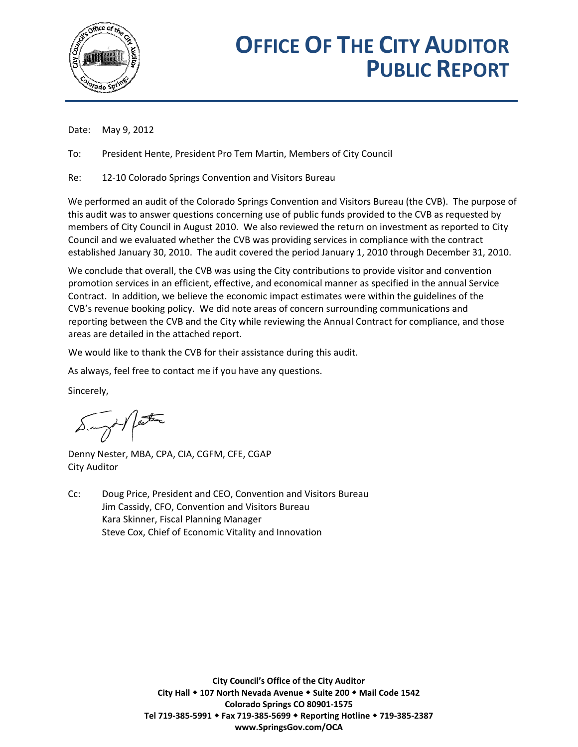# OFFICE OF THE CITY AUDITOR PUBLIC REPORT

Date: May 9, 2012

To: President Hente, President Pro Tem Martin, Members of City Council

Re: 12-10 Colorado Springs Convention and Visitors Bureau

We performed an audit of the Colorado Springs Convention and Visitors Bureau (the CVB). The purpose of this audit was to answer questions concerning use of public funds provided to the CVB as requested by members of City Council in August 2010. We also reviewed the return on investment as reported to City Council and we evaluated whether the CVB was providing services in compliance with the contract established January 30, 2010. The audit covered the period January 1, 2010 through December 31, 2010.

We conclude that overall, the CVB was using the City contributions to provide visitor and convention promotion services in an efficient, effective, and economical manner as specified in the annual Service Contract. In addition, we believe the economic impact estimates were within the guidelines of the CVB's revenue booking policy. We did note areas of concern surrounding communications and reporting between the CVB and the City while reviewing the Annual Contract for compliance, and those areas are detailed in the attached report.

We would like to thank the CVB for their assistance during this audit.

As always, feel free to contact me if you have any questions.

Sincerely,

Denny Nester, MBA, CPA, CIA, CGFM, CFE, CGAP
City Auditor

Cc: Doug Price, President and CEO, Convention and Visitors Bureau
Jim Cassidy, CFO, Convention and Visitors Bureau
Kara Skinner, Fiscal Planning Manager
Steve Cox, Chief of Economic Vitality and Innovation

City Council's Office of the City Auditor
City Hall ◆ 107 North Nevada Avenue ◆ Suite 200 ◆ Mail Code 1542
Colorado Springs CO 80901-1575
Tel 719-385-5991 ◆ Fax 719-385-5699 ◆ Reporting Hotline ◆ 719-385-2387
www.SpringsGov.com/OCA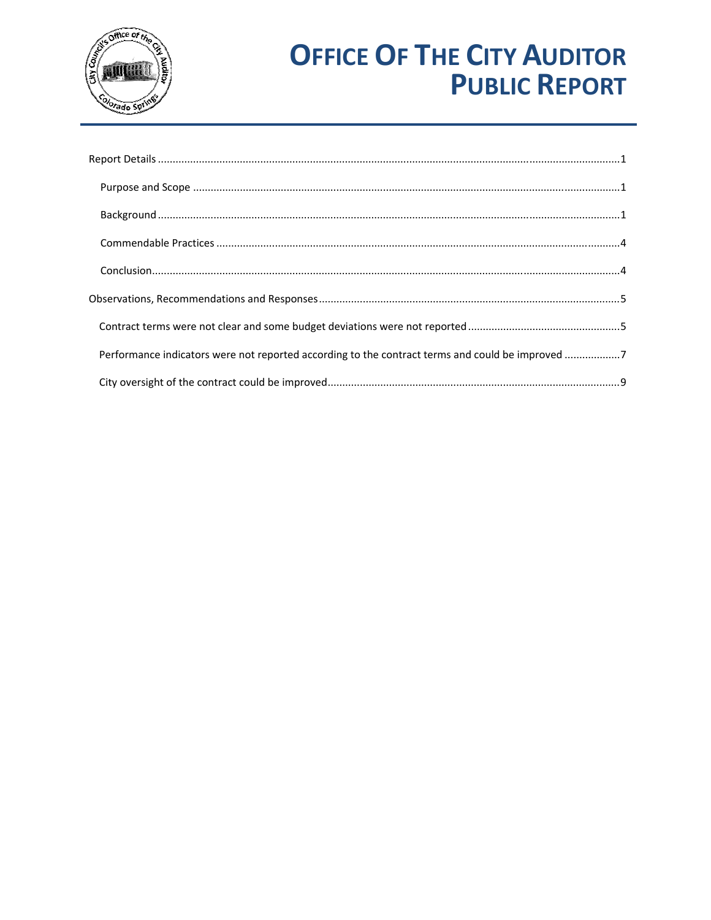# OFFICE OF THE CITY AUDITOR PUBLIC REPORT

Report Details ........................................................................................................................................1

Purpose and Scope ..................................................................................................................................1

Background .............................................................................................................................................1

Commendable Practices ..........................................................................................................................4

Conclusion...............................................................................................................................................4

Observations, Recommendations and Responses ........................................................................................5

Contract terms were not clear and some budget deviations were not reported ......................................5

Performance indicators were not reported according to the contract terms and could be improved ......7

City oversight of the contract could be improved.......................................................................................9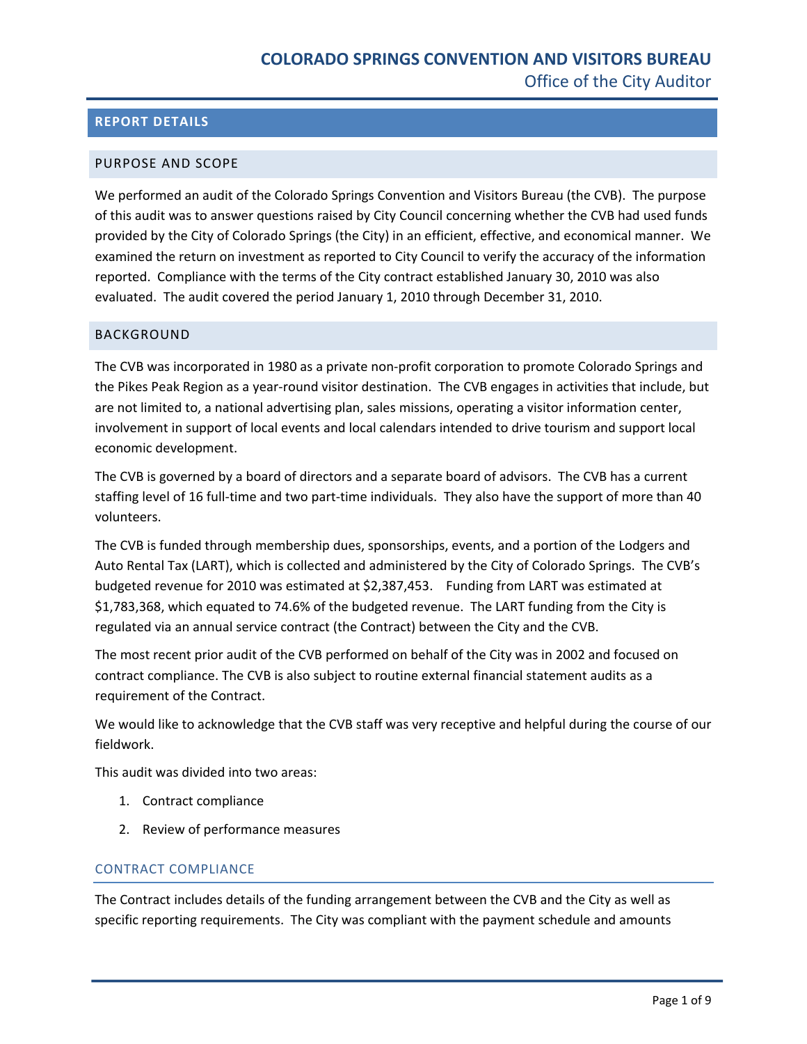## REPORT DETAILS

### PURPOSE AND SCOPE

We performed an audit of the Colorado Springs Convention and Visitors Bureau (the CVB). The purpose of this audit was to answer questions raised by City Council concerning whether the CVB had used funds provided by the City of Colorado Springs (the City) in an efficient, effective, and economical manner. We examined the return on investment as reported to City Council to verify the accuracy of the information reported. Compliance with the terms of the City contract established January 30, 2010 was also evaluated. The audit covered the period January 1, 2010 through December 31, 2010.

### BACKGROUND

The CVB was incorporated in 1980 as a private non-profit corporation to promote Colorado Springs and the Pikes Peak Region as a year-round visitor destination. The CVB engages in activities that include, but are not limited to, a national advertising plan, sales missions, operating a visitor information center, involvement in support of local events and local calendars intended to drive tourism and support local economic development.

The CVB is governed by a board of directors and a separate board of advisors. The CVB has a current staffing level of 16 full-time and two part-time individuals. They also have the support of more than 40 volunteers.

The CVB is funded through membership dues, sponsorships, events, and a portion of the Lodgers and Auto Rental Tax (LART), which is collected and administered by the City of Colorado Springs. The CVB's budgeted revenue for 2010 was estimated at $2,387,453. Funding from LART was estimated at $1,783,368, which equated to 74.6% of the budgeted revenue. The LART funding from the City is regulated via an annual service contract (the Contract) between the City and the CVB.

The most recent prior audit of the CVB performed on behalf of the City was in 2002 and focused on contract compliance. The CVB is also subject to routine external financial statement audits as a requirement of the Contract.

We would like to acknowledge that the CVB staff was very receptive and helpful during the course of our fieldwork.

This audit was divided into two areas:

1. Contract compliance
2. Review of performance measures

### CONTRACT COMPLIANCE

The Contract includes details of the funding arrangement between the CVB and the City as well as specific reporting requirements. The City was compliant with the payment schedule and amounts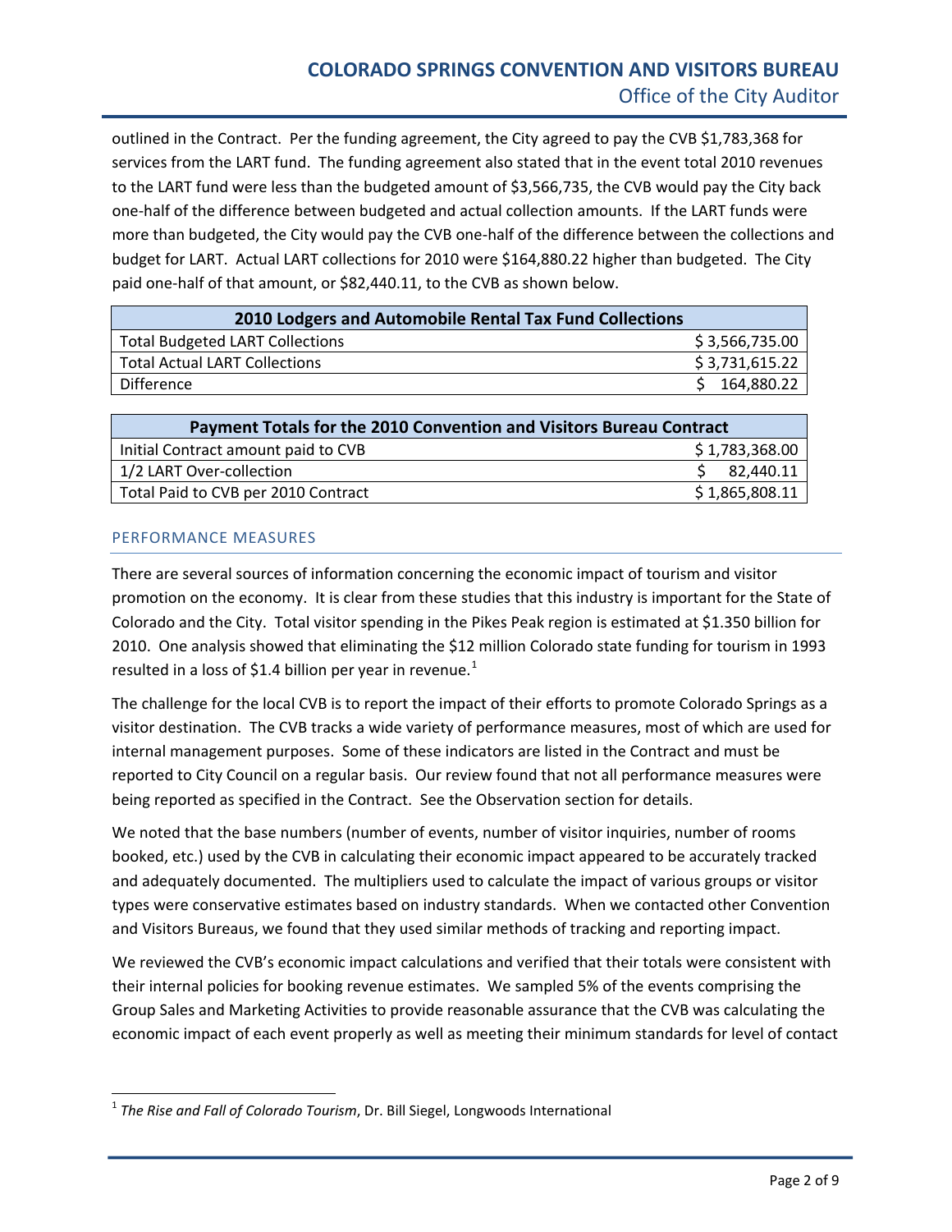outlined in the Contract. Per the funding agreement, the City agreed to pay the CVB $1,783,368 for services from the LART fund. The funding agreement also stated that in the event total 2010 revenues to the LART fund were less than the budgeted amount of $3,566,735, the CVB would pay the City back one-half of the difference between budgeted and actual collection amounts. If the LART funds were more than budgeted, the City would pay the CVB one-half of the difference between the collections and budget for LART. Actual LART collections for 2010 were $164,880.22 higher than budgeted. The City paid one-half of that amount, or $82,440.11, to the CVB as shown below.

| 2010 Lodgers and Automobile Rental Tax Fund Collections | |
|---|---|
| Total Budgeted LART Collections | $ 3,566,735.00 |
| Total Actual LART Collections | $ 3,731,615.22 |
| Difference | $ 164,880.22 |

| Payment Totals for the 2010 Convention and Visitors Bureau Contract | |
|---|---|
| Initial Contract amount paid to CVB | $ 1,783,368.00 |
| 1/2 LART Over-collection | $ 82,440.11 |
| Total Paid to CVB per 2010 Contract | $ 1,865,808.11 |

## PERFORMANCE MEASURES

There are several sources of information concerning the economic impact of tourism and visitor promotion on the economy. It is clear from these studies that this industry is important for the State of Colorado and the City. Total visitor spending in the Pikes Peak region is estimated at $1.350 billion for 2010. One analysis showed that eliminating the $12 million Colorado state funding for tourism in 1993 resulted in a loss of $1.4 billion per year in revenue.[1]

The challenge for the local CVB is to report the impact of their efforts to promote Colorado Springs as a visitor destination. The CVB tracks a wide variety of performance measures, most of which are used for internal management purposes. Some of these indicators are listed in the Contract and must be reported to City Council on a regular basis. Our review found that not all performance measures were being reported as specified in the Contract. See the Observation section for details.

We noted that the base numbers (number of events, number of visitor inquiries, number of rooms booked, etc.) used by the CVB in calculating their economic impact appeared to be accurately tracked and adequately documented. The multipliers used to calculate the impact of various groups or visitor types were conservative estimates based on industry standards. When we contacted other Convention and Visitors Bureaus, we found that they used similar methods of tracking and reporting impact.

We reviewed the CVB's economic impact calculations and verified that their totals were consistent with their internal policies for booking revenue estimates. We sampled 5% of the events comprising the Group Sales and Marketing Activities to provide reasonable assurance that the CVB was calculating the economic impact of each event properly as well as meeting their minimum standards for level of contact

---

[1] *The Rise and Fall of Colorado Tourism*, Dr. Bill Siegel, Longwoods International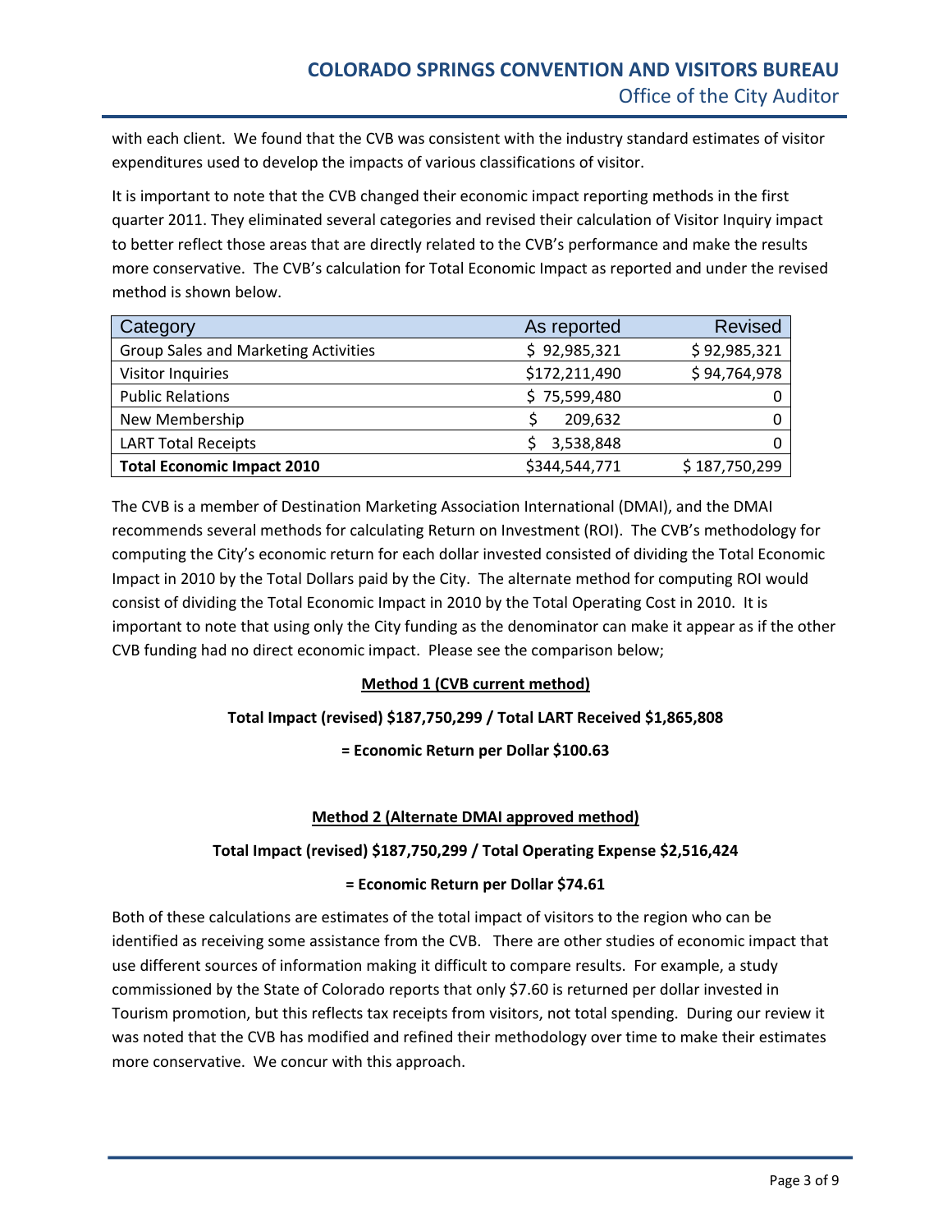with each client. We found that the CVB was consistent with the industry standard estimates of visitor expenditures used to develop the impacts of various classifications of visitor.

It is important to note that the CVB changed their economic impact reporting methods in the first quarter 2011. They eliminated several categories and revised their calculation of Visitor Inquiry impact to better reflect those areas that are directly related to the CVB's performance and make the results more conservative. The CVB's calculation for Total Economic Impact as reported and under the revised method is shown below.

| Category | As reported | Revised |
|---|---:|---:|
| Group Sales and Marketing Activities | $ 92,985,321 | $ 92,985,321 |
| Visitor Inquiries | $172,211,490 | $ 94,764,978 |
| Public Relations | $ 75,599,480 | 0 |
| New Membership | $ 209,632 | 0 |
| LART Total Receipts | $ 3,538,848 | 0 |
| **Total Economic Impact 2010** | $344,544,771 | $ 187,750,299 |

The CVB is a member of Destination Marketing Association International (DMAI), and the DMAI recommends several methods for calculating Return on Investment (ROI). The CVB's methodology for computing the City's economic return for each dollar invested consisted of dividing the Total Economic Impact in 2010 by the Total Dollars paid by the City. The alternate method for computing ROI would consist of dividing the Total Economic Impact in 2010 by the Total Operating Cost in 2010. It is important to note that using only the City funding as the denominator can make it appear as if the other CVB funding had no direct economic impact. Please see the comparison below;

**Method 1 (CVB current method)**

**Total Impact (revised) $187,750,299 / Total LART Received $1,865,808**

**= Economic Return per Dollar $100.63**

**Method 2 (Alternate DMAI approved method)**

**Total Impact (revised) $187,750,299 / Total Operating Expense $2,516,424**

**= Economic Return per Dollar $74.61**

Both of these calculations are estimates of the total impact of visitors to the region who can be identified as receiving some assistance from the CVB. There are other studies of economic impact that use different sources of information making it difficult to compare results. For example, a study commissioned by the State of Colorado reports that only $7.60 is returned per dollar invested in Tourism promotion, but this reflects tax receipts from visitors, not total spending. During our review it was noted that the CVB has modified and refined their methodology over time to make their estimates more conservative. We concur with this approach.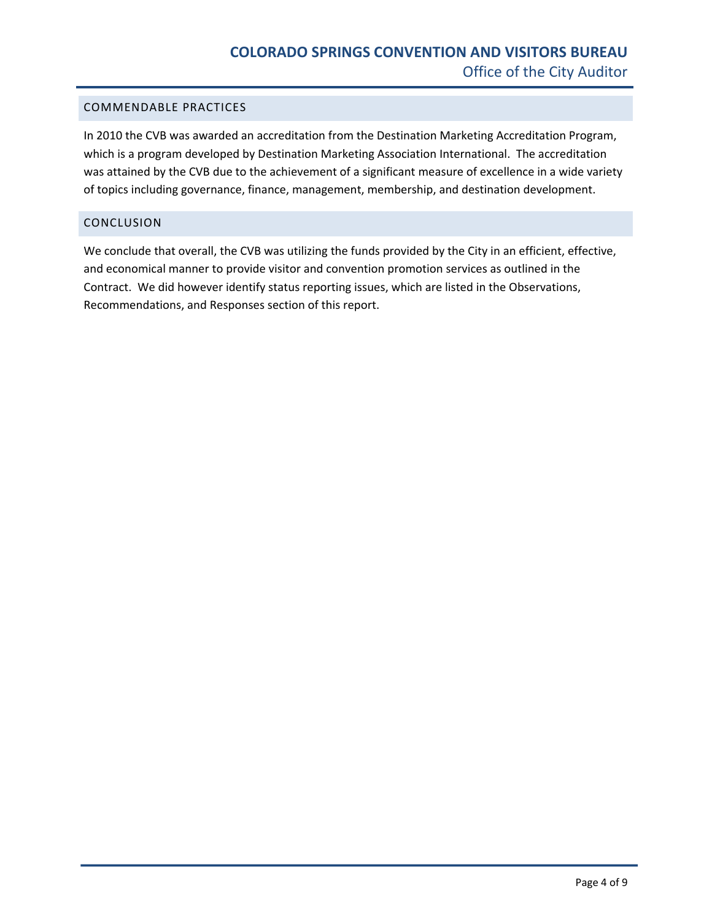## COMMENDABLE PRACTICES

In 2010 the CVB was awarded an accreditation from the Destination Marketing Accreditation Program, which is a program developed by Destination Marketing Association International. The accreditation was attained by the CVB due to the achievement of a significant measure of excellence in a wide variety of topics including governance, finance, management, membership, and destination development.

## CONCLUSION

We conclude that overall, the CVB was utilizing the funds provided by the City in an efficient, effective, and economical manner to provide visitor and convention promotion services as outlined in the Contract. We did however identify status reporting issues, which are listed in the Observations, Recommendations, and Responses section of this report.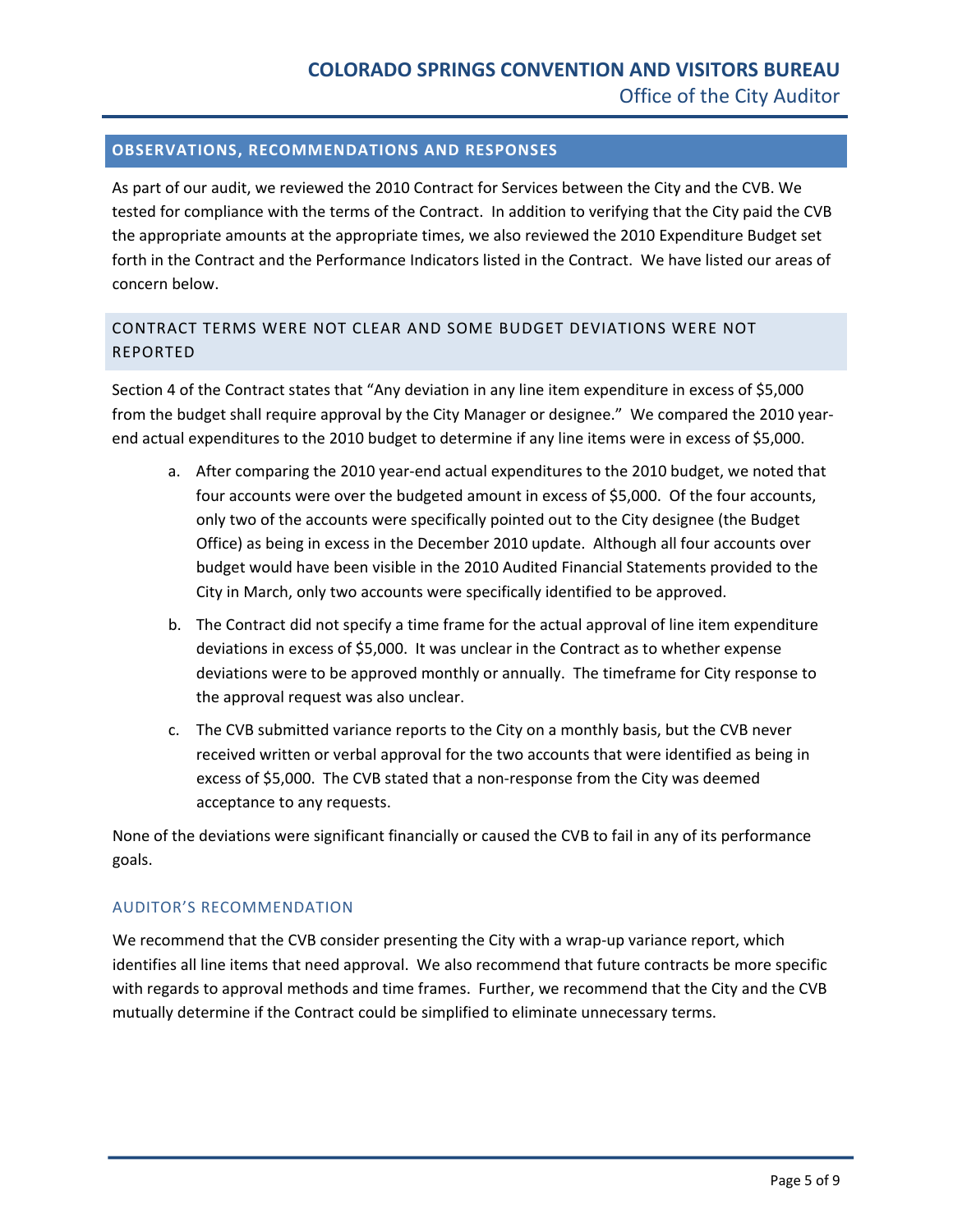## OBSERVATIONS, RECOMMENDATIONS AND RESPONSES

As part of our audit, we reviewed the 2010 Contract for Services between the City and the CVB. We tested for compliance with the terms of the Contract. In addition to verifying that the City paid the CVB the appropriate amounts at the appropriate times, we also reviewed the 2010 Expenditure Budget set forth in the Contract and the Performance Indicators listed in the Contract. We have listed our areas of concern below.

### CONTRACT TERMS WERE NOT CLEAR AND SOME BUDGET DEVIATIONS WERE NOT REPORTED

Section 4 of the Contract states that "Any deviation in any line item expenditure in excess of $5,000 from the budget shall require approval by the City Manager or designee." We compared the 2010 year-end actual expenditures to the 2010 budget to determine if any line items were in excess of $5,000.

a. After comparing the 2010 year-end actual expenditures to the 2010 budget, we noted that four accounts were over the budgeted amount in excess of $5,000. Of the four accounts, only two of the accounts were specifically pointed out to the City designee (the Budget Office) as being in excess in the December 2010 update. Although all four accounts over budget would have been visible in the 2010 Audited Financial Statements provided to the City in March, only two accounts were specifically identified to be approved.

b. The Contract did not specify a time frame for the actual approval of line item expenditure deviations in excess of $5,000. It was unclear in the Contract as to whether expense deviations were to be approved monthly or annually. The timeframe for City response to the approval request was also unclear.

c. The CVB submitted variance reports to the City on a monthly basis, but the CVB never received written or verbal approval for the two accounts that were identified as being in excess of $5,000. The CVB stated that a non-response from the City was deemed acceptance to any requests.

None of the deviations were significant financially or caused the CVB to fail in any of its performance goals.

#### AUDITOR'S RECOMMENDATION

We recommend that the CVB consider presenting the City with a wrap-up variance report, which identifies all line items that need approval. We also recommend that future contracts be more specific with regards to approval methods and time frames. Further, we recommend that the City and the CVB mutually determine if the Contract could be simplified to eliminate unnecessary terms.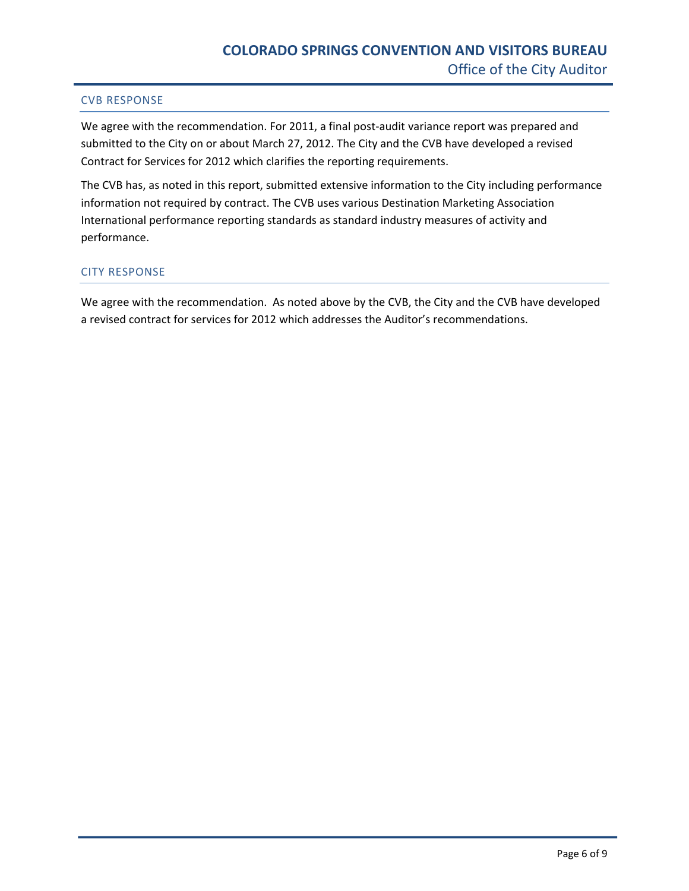### CVB RESPONSE

We agree with the recommendation. For 2011, a final post-audit variance report was prepared and submitted to the City on or about March 27, 2012. The City and the CVB have developed a revised Contract for Services for 2012 which clarifies the reporting requirements.

The CVB has, as noted in this report, submitted extensive information to the City including performance information not required by contract. The CVB uses various Destination Marketing Association International performance reporting standards as standard industry measures of activity and performance.

### CITY RESPONSE

We agree with the recommendation. As noted above by the CVB, the City and the CVB have developed a revised contract for services for 2012 which addresses the Auditor's recommendations.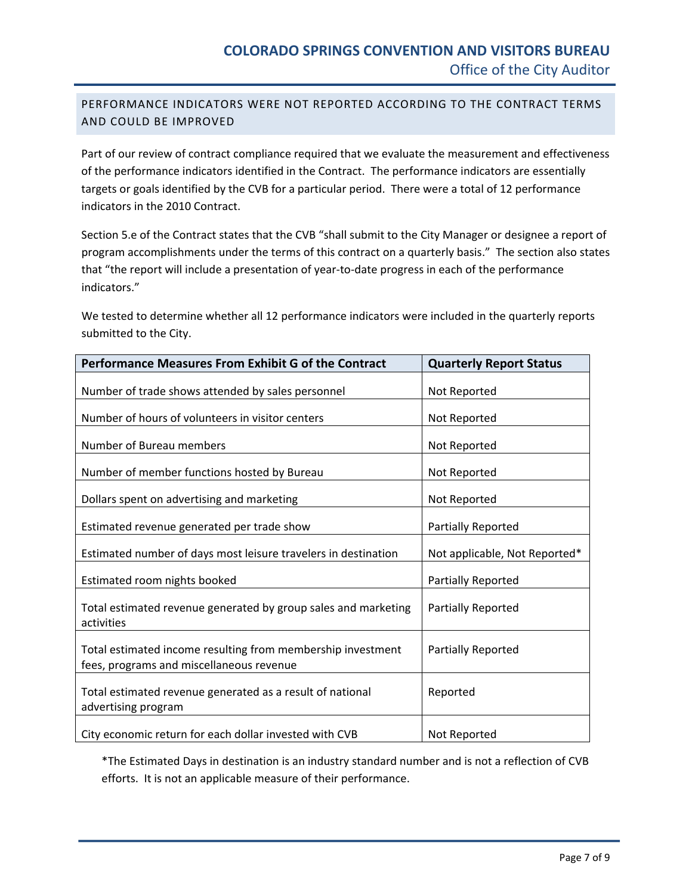## PERFORMANCE INDICATORS WERE NOT REPORTED ACCORDING TO THE CONTRACT TERMS AND COULD BE IMPROVED

Part of our review of contract compliance required that we evaluate the measurement and effectiveness of the performance indicators identified in the Contract. The performance indicators are essentially targets or goals identified by the CVB for a particular period. There were a total of 12 performance indicators in the 2010 Contract.

Section 5.e of the Contract states that the CVB "shall submit to the City Manager or designee a report of program accomplishments under the terms of this contract on a quarterly basis." The section also states that "the report will include a presentation of year-to-date progress in each of the performance indicators."

We tested to determine whether all 12 performance indicators were included in the quarterly reports submitted to the City.

| Performance Measures From Exhibit G of the Contract | Quarterly Report Status |
|---|---|
| Number of trade shows attended by sales personnel | Not Reported |
| Number of hours of volunteers in visitor centers | Not Reported |
| Number of Bureau members | Not Reported |
| Number of member functions hosted by Bureau | Not Reported |
| Dollars spent on advertising and marketing | Not Reported |
| Estimated revenue generated per trade show | Partially Reported |
| Estimated number of days most leisure travelers in destination | Not applicable, Not Reported* |
| Estimated room nights booked | Partially Reported |
| Total estimated revenue generated by group sales and marketing activities | Partially Reported |
| Total estimated income resulting from membership investment fees, programs and miscellaneous revenue | Partially Reported |
| Total estimated revenue generated as a result of national advertising program | Reported |
| City economic return for each dollar invested with CVB | Not Reported |

*The Estimated Days in destination is an industry standard number and is not a reflection of CVB efforts. It is not an applicable measure of their performance.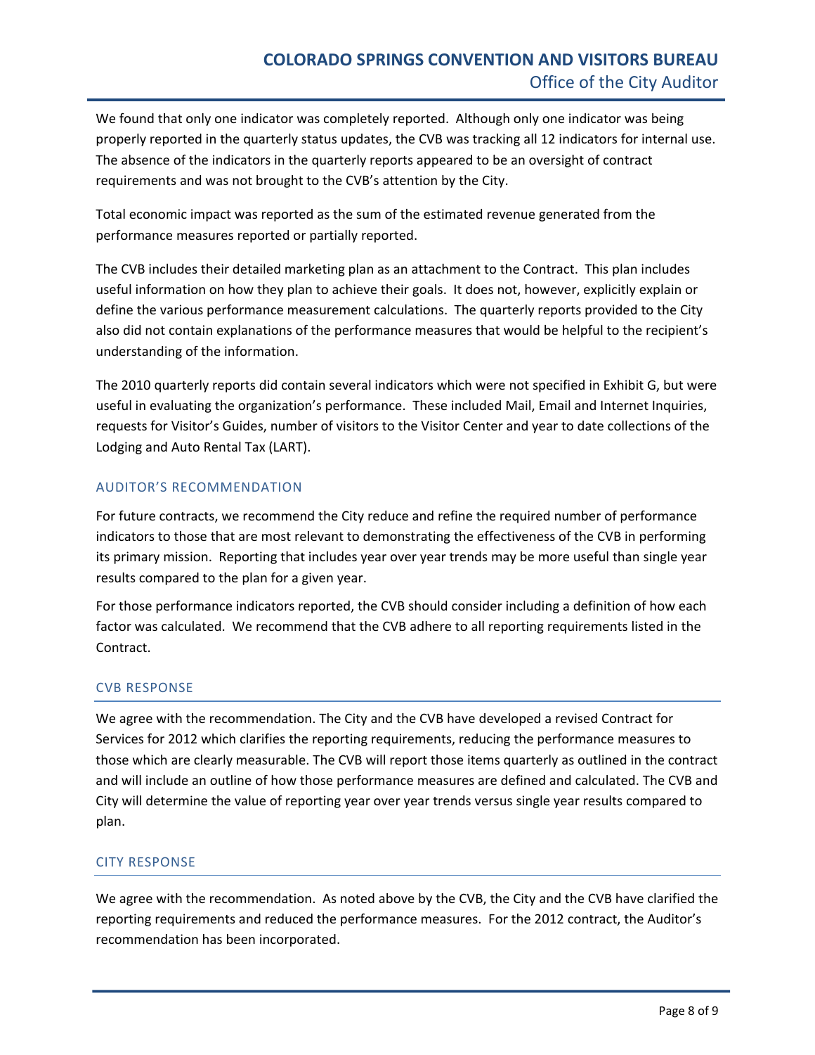We found that only one indicator was completely reported. Although only one indicator was being properly reported in the quarterly status updates, the CVB was tracking all 12 indicators for internal use. The absence of the indicators in the quarterly reports appeared to be an oversight of contract requirements and was not brought to the CVB's attention by the City.

Total economic impact was reported as the sum of the estimated revenue generated from the performance measures reported or partially reported.

The CVB includes their detailed marketing plan as an attachment to the Contract. This plan includes useful information on how they plan to achieve their goals. It does not, however, explicitly explain or define the various performance measurement calculations. The quarterly reports provided to the City also did not contain explanations of the performance measures that would be helpful to the recipient's understanding of the information.

The 2010 quarterly reports did contain several indicators which were not specified in Exhibit G, but were useful in evaluating the organization's performance. These included Mail, Email and Internet Inquiries, requests for Visitor's Guides, number of visitors to the Visitor Center and year to date collections of the Lodging and Auto Rental Tax (LART).

### AUDITOR'S RECOMMENDATION

For future contracts, we recommend the City reduce and refine the required number of performance indicators to those that are most relevant to demonstrating the effectiveness of the CVB in performing its primary mission. Reporting that includes year over year trends may be more useful than single year results compared to the plan for a given year.

For those performance indicators reported, the CVB should consider including a definition of how each factor was calculated. We recommend that the CVB adhere to all reporting requirements listed in the Contract.

### CVB RESPONSE

We agree with the recommendation. The City and the CVB have developed a revised Contract for Services for 2012 which clarifies the reporting requirements, reducing the performance measures to those which are clearly measurable. The CVB will report those items quarterly as outlined in the contract and will include an outline of how those performance measures are defined and calculated. The CVB and City will determine the value of reporting year over year trends versus single year results compared to plan.

### CITY RESPONSE

We agree with the recommendation. As noted above by the CVB, the City and the CVB have clarified the reporting requirements and reduced the performance measures. For the 2012 contract, the Auditor's recommendation has been incorporated.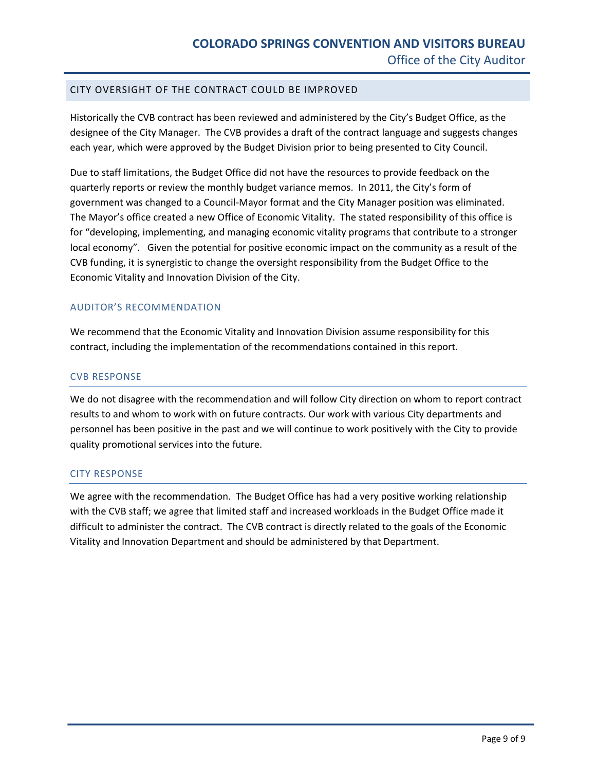## CITY OVERSIGHT OF THE CONTRACT COULD BE IMPROVED

Historically the CVB contract has been reviewed and administered by the City's Budget Office, as the designee of the City Manager. The CVB provides a draft of the contract language and suggests changes each year, which were approved by the Budget Division prior to being presented to City Council.

Due to staff limitations, the Budget Office did not have the resources to provide feedback on the quarterly reports or review the monthly budget variance memos. In 2011, the City's form of government was changed to a Council-Mayor format and the City Manager position was eliminated. The Mayor's office created a new Office of Economic Vitality. The stated responsibility of this office is for "developing, implementing, and managing economic vitality programs that contribute to a stronger local economy". Given the potential for positive economic impact on the community as a result of the CVB funding, it is synergistic to change the oversight responsibility from the Budget Office to the Economic Vitality and Innovation Division of the City.

### AUDITOR'S RECOMMENDATION

We recommend that the Economic Vitality and Innovation Division assume responsibility for this contract, including the implementation of the recommendations contained in this report.

### CVB RESPONSE

We do not disagree with the recommendation and will follow City direction on whom to report contract results to and whom to work with on future contracts. Our work with various City departments and personnel has been positive in the past and we will continue to work positively with the City to provide quality promotional services into the future.

### CITY RESPONSE

We agree with the recommendation. The Budget Office has had a very positive working relationship with the CVB staff; we agree that limited staff and increased workloads in the Budget Office made it difficult to administer the contract. The CVB contract is directly related to the goals of the Economic Vitality and Innovation Department and should be administered by that Department.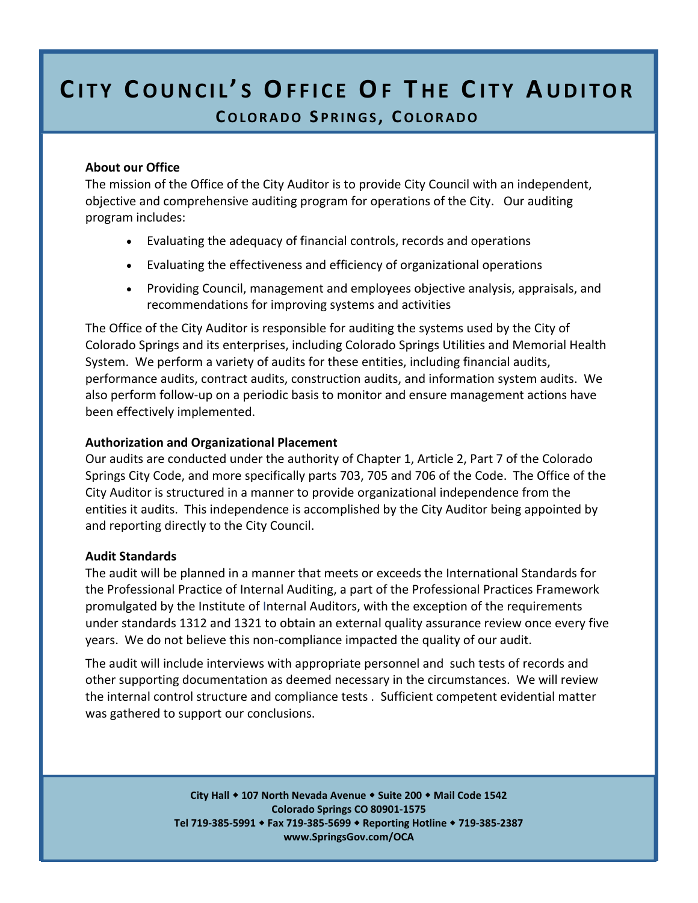# CITY COUNCIL'S OFFICE OF THE CITY AUDITOR

## COLORADO SPRINGS, COLORADO

**About our Office**

The mission of the Office of the City Auditor is to provide City Council with an independent, objective and comprehensive auditing program for operations of the City. Our auditing program includes:

- Evaluating the adequacy of financial controls, records and operations
- Evaluating the effectiveness and efficiency of organizational operations
- Providing Council, management and employees objective analysis, appraisals, and recommendations for improving systems and activities

The Office of the City Auditor is responsible for auditing the systems used by the City of Colorado Springs and its enterprises, including Colorado Springs Utilities and Memorial Health System. We perform a variety of audits for these entities, including financial audits, performance audits, contract audits, construction audits, and information system audits. We also perform follow-up on a periodic basis to monitor and ensure management actions have been effectively implemented.

**Authorization and Organizational Placement**

Our audits are conducted under the authority of Chapter 1, Article 2, Part 7 of the Colorado Springs City Code, and more specifically parts 703, 705 and 706 of the Code. The Office of the City Auditor is structured in a manner to provide organizational independence from the entities it audits. This independence is accomplished by the City Auditor being appointed by and reporting directly to the City Council.

**Audit Standards**

The audit will be planned in a manner that meets or exceeds the International Standards for the Professional Practice of Internal Auditing, a part of the Professional Practices Framework promulgated by the Institute of Internal Auditors, with the exception of the requirements under standards 1312 and 1321 to obtain an external quality assurance review once every five years. We do not believe this non-compliance impacted the quality of our audit.

The audit will include interviews with appropriate personnel and such tests of records and other supporting documentation as deemed necessary in the circumstances. We will review the internal control structure and compliance tests . Sufficient competent evidential matter was gathered to support our conclusions.

**City Hall ◆ 107 North Nevada Avenue ◆ Suite 200 ◆ Mail Code 1542**
**Colorado Springs CO 80901-1575**
**Tel 719-385-5991 ◆ Fax 719-385-5699 ◆ Reporting Hotline ◆ 719-385-2387**
**www.SpringsGov.com/OCA**